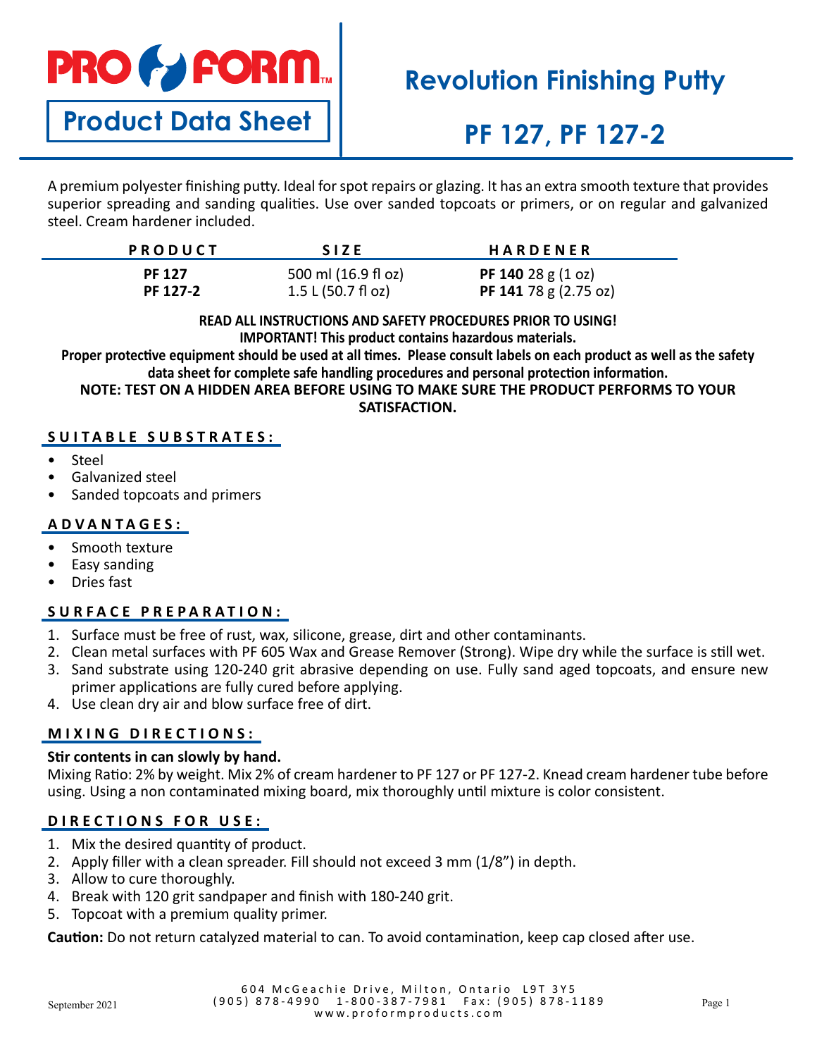PRO FORM™

**Product Data Sheet**

# Revolution Finishing Putty

# PF 127, PF 127-2

A premium polyester finishing putty. Ideal for spot repairs or glazing. It has an extra smooth texture that provides superior spreading and sanding qualities. Use over sanded topcoats or primers, or on regular and galvanized steel. Cream hardener included.

| PRODUCT | SIZE | HARDENER |
|---|---|---|
| **PF 127** | 500 ml (16.9 fl oz) | **PF 140** 28 g (1 oz) |
| **PF 127-2** | 1.5 L (50.7 fl oz) | **PF 141** 78 g (2.75 oz) |

**READ ALL INSTRUCTIONS AND SAFETY PROCEDURES PRIOR TO USING!**
**IMPORTANT! This product contains hazardous materials.**
**Proper protective equipment should be used at all times. Please consult labels on each product as well as the safety data sheet for complete safe handling procedures and personal protection information.**
**NOTE: TEST ON A HIDDEN AREA BEFORE USING TO MAKE SURE THE PRODUCT PERFORMS TO YOUR SATISFACTION.**

## SUITABLE SUBSTRATES:

- Steel
- Galvanized steel
- Sanded topcoats and primers

## ADVANTAGES:

- Smooth texture
- Easy sanding
- Dries fast

## SURFACE PREPARATION:

1. Surface must be free of rust, wax, silicone, grease, dirt and other contaminants.
2. Clean metal surfaces with PF 605 Wax and Grease Remover (Strong). Wipe dry while the surface is still wet.
3. Sand substrate using 120-240 grit abrasive depending on use. Fully sand aged topcoats, and ensure new primer applications are fully cured before applying.
4. Use clean dry air and blow surface free of dirt.

## MIXING DIRECTIONS:

**Stir contents in can slowly by hand.**
Mixing Ratio: 2% by weight. Mix 2% of cream hardener to PF 127 or PF 127-2. Knead cream hardener tube before using. Using a non contaminated mixing board, mix thoroughly until mixture is color consistent.

## DIRECTIONS FOR USE:

1. Mix the desired quantity of product.
2. Apply filler with a clean spreader. Fill should not exceed 3 mm (1/8") in depth.
3. Allow to cure thoroughly.
4. Break with 120 grit sandpaper and finish with 180-240 grit.
5. Topcoat with a premium quality primer.

**Caution:** Do not return catalyzed material to can. To avoid contamination, keep cap closed after use.

September 2021

604 McGeachie Drive, Milton, Ontario L9T 3Y5
(905) 878-4990 1-800-387-7981 Fax: (905) 878-1189
www.proformproducts.com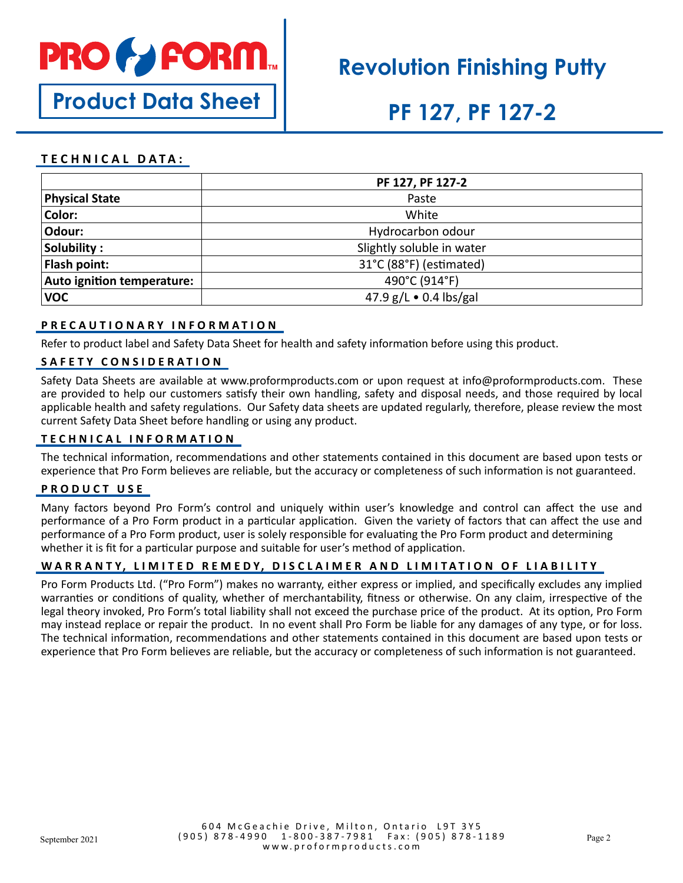PRO FORM

**Product Data Sheet**

# Revolution Finishing Putty

# PF 127, PF 127-2

## TECHNICAL DATA:

| | PF 127, PF 127-2 |
|---|---|
| **Physical State** | Paste |
| **Color:** | White |
| **Odour:** | Hydrocarbon odour |
| **Solubility :** | Slightly soluble in water |
| **Flash point:** | 31°C (88°F) (estimated) |
| **Auto ignition temperature:** | 490°C (914°F) |
| **VOC** | 47.9 g/L • 0.4 lbs/gal |

## PRECAUTIONARY INFORMATION

Refer to product label and Safety Data Sheet for health and safety information before using this product.

## SAFETY CONSIDERATION

Safety Data Sheets are available at www.proformproducts.com or upon request at info@proformproducts.com. These are provided to help our customers satisfy their own handling, safety and disposal needs, and those required by local applicable health and safety regulations. Our Safety data sheets are updated regularly, therefore, please review the most current Safety Data Sheet before handling or using any product.

## TECHNICAL INFORMATION

The technical information, recommendations and other statements contained in this document are based upon tests or experience that Pro Form believes are reliable, but the accuracy or completeness of such information is not guaranteed.

## PRODUCT USE

Many factors beyond Pro Form's control and uniquely within user's knowledge and control can affect the use and performance of a Pro Form product in a particular application. Given the variety of factors that can affect the use and performance of a Pro Form product, user is solely responsible for evaluating the Pro Form product and determining whether it is fit for a particular purpose and suitable for user's method of application.

## WARRANTY, LIMITED REMEDY, DISCLAIMER AND LIMITATION OF LIABILITY

Pro Form Products Ltd. ("Pro Form") makes no warranty, either express or implied, and specifically excludes any implied warranties or conditions of quality, whether of merchantability, fitness or otherwise. On any claim, irrespective of the legal theory invoked, Pro Form's total liability shall not exceed the purchase price of the product. At its option, Pro Form may instead replace or repair the product. In no event shall Pro Form be liable for any damages of any type, or for loss. The technical information, recommendations and other statements contained in this document are based upon tests or experience that Pro Form believes are reliable, but the accuracy or completeness of such information is not guaranteed.

September 2021

604 McGeachie Drive, Milton, Ontario L9T 3Y5
(905) 878-4990 1-800-387-7981 Fax: (905) 878-1189
www.proformproducts.com